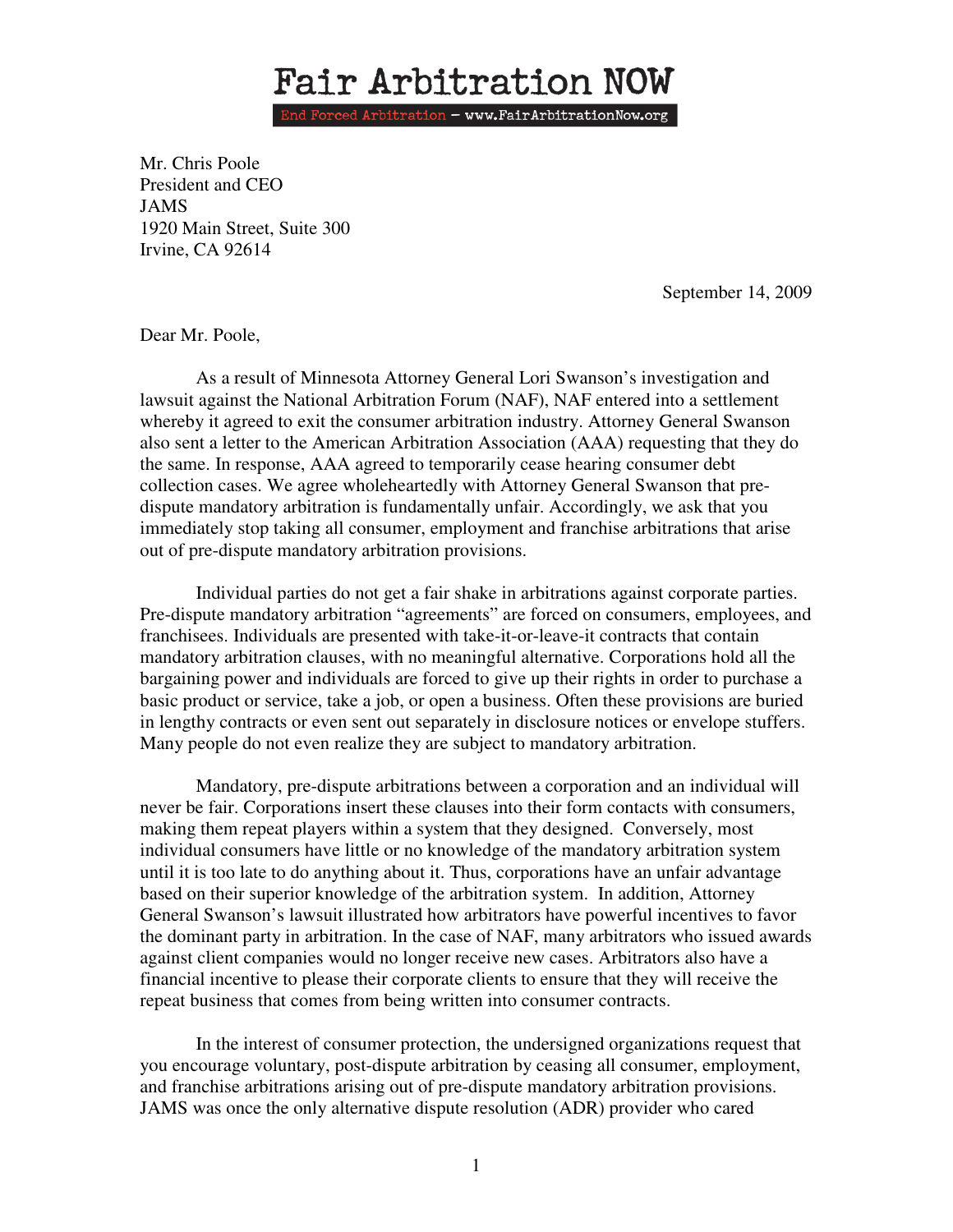# Fair Arbitration NOW

End Forced Arbitration – www.FairArbitrationNow.org

Mr. Chris Poole
President and CEO
JAMS
1920 Main Street, Suite 300
Irvine, CA 92614

September 14, 2009

Dear Mr. Poole,

As a result of Minnesota Attorney General Lori Swanson's investigation and lawsuit against the National Arbitration Forum (NAF), NAF entered into a settlement whereby it agreed to exit the consumer arbitration industry. Attorney General Swanson also sent a letter to the American Arbitration Association (AAA) requesting that they do the same. In response, AAA agreed to temporarily cease hearing consumer debt collection cases. We agree wholeheartedly with Attorney General Swanson that pre-dispute mandatory arbitration is fundamentally unfair. Accordingly, we ask that you immediately stop taking all consumer, employment and franchise arbitrations that arise out of pre-dispute mandatory arbitration provisions.

Individual parties do not get a fair shake in arbitrations against corporate parties. Pre-dispute mandatory arbitration "agreements" are forced on consumers, employees, and franchisees. Individuals are presented with take-it-or-leave-it contracts that contain mandatory arbitration clauses, with no meaningful alternative. Corporations hold all the bargaining power and individuals are forced to give up their rights in order to purchase a basic product or service, take a job, or open a business. Often these provisions are buried in lengthy contracts or even sent out separately in disclosure notices or envelope stuffers. Many people do not even realize they are subject to mandatory arbitration.

Mandatory, pre-dispute arbitrations between a corporation and an individual will never be fair. Corporations insert these clauses into their form contacts with consumers, making them repeat players within a system that they designed. Conversely, most individual consumers have little or no knowledge of the mandatory arbitration system until it is too late to do anything about it. Thus, corporations have an unfair advantage based on their superior knowledge of the arbitration system. In addition, Attorney General Swanson's lawsuit illustrated how arbitrators have powerful incentives to favor the dominant party in arbitration. In the case of NAF, many arbitrators who issued awards against client companies would no longer receive new cases. Arbitrators also have a financial incentive to please their corporate clients to ensure that they will receive the repeat business that comes from being written into consumer contracts.

In the interest of consumer protection, the undersigned organizations request that you encourage voluntary, post-dispute arbitration by ceasing all consumer, employment, and franchise arbitrations arising out of pre-dispute mandatory arbitration provisions. JAMS was once the only alternative dispute resolution (ADR) provider who cared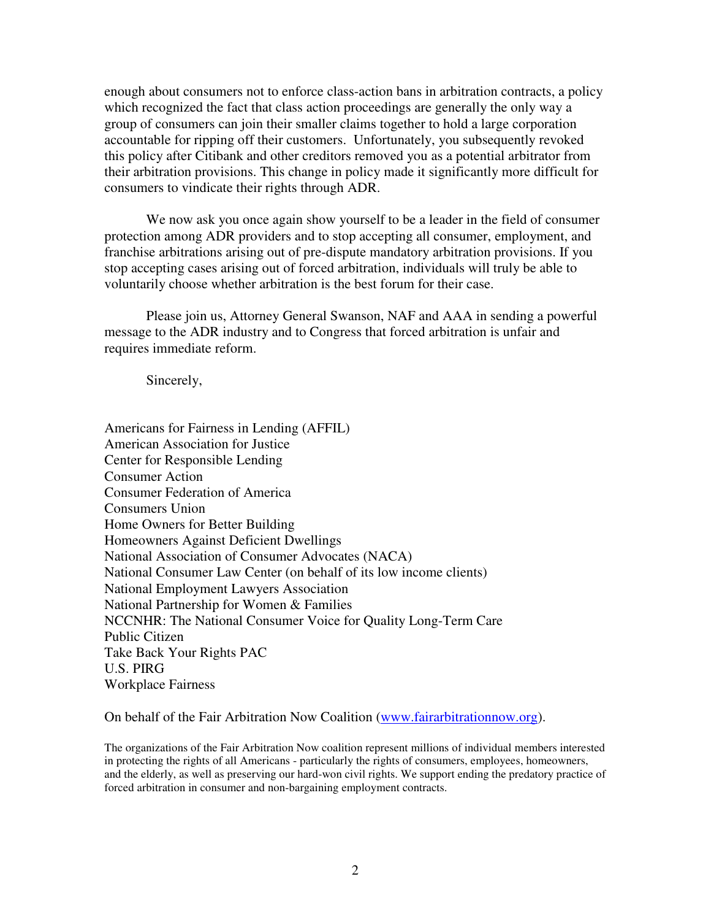enough about consumers not to enforce class-action bans in arbitration contracts, a policy which recognized the fact that class action proceedings are generally the only way a group of consumers can join their smaller claims together to hold a large corporation accountable for ripping off their customers. Unfortunately, you subsequently revoked this policy after Citibank and other creditors removed you as a potential arbitrator from their arbitration provisions. This change in policy made it significantly more difficult for consumers to vindicate their rights through ADR.

We now ask you once again show yourself to be a leader in the field of consumer protection among ADR providers and to stop accepting all consumer, employment, and franchise arbitrations arising out of pre-dispute mandatory arbitration provisions. If you stop accepting cases arising out of forced arbitration, individuals will truly be able to voluntarily choose whether arbitration is the best forum for their case.

Please join us, Attorney General Swanson, NAF and AAA in sending a powerful message to the ADR industry and to Congress that forced arbitration is unfair and requires immediate reform.

Sincerely,

Americans for Fairness in Lending (AFFIL)
American Association for Justice
Center for Responsible Lending
Consumer Action
Consumer Federation of America
Consumers Union
Home Owners for Better Building
Homeowners Against Deficient Dwellings
National Association of Consumer Advocates (NACA)
National Consumer Law Center (on behalf of its low income clients)
National Employment Lawyers Association
National Partnership for Women & Families
NCCNHR: The National Consumer Voice for Quality Long-Term Care
Public Citizen
Take Back Your Rights PAC
U.S. PIRG
Workplace Fairness

On behalf of the Fair Arbitration Now Coalition (www.fairarbitrationnow.org).

The organizations of the Fair Arbitration Now coalition represent millions of individual members interested in protecting the rights of all Americans - particularly the rights of consumers, employees, homeowners, and the elderly, as well as preserving our hard-won civil rights. We support ending the predatory practice of forced arbitration in consumer and non-bargaining employment contracts.